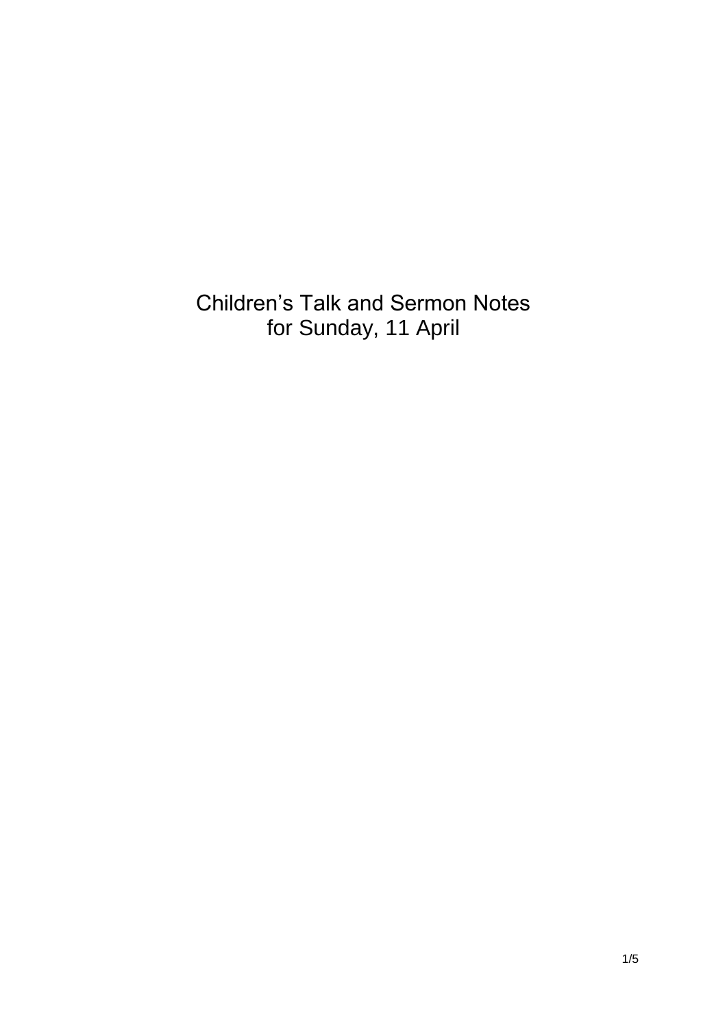# Children’s Talk and Sermon Notes for Sunday, 11 April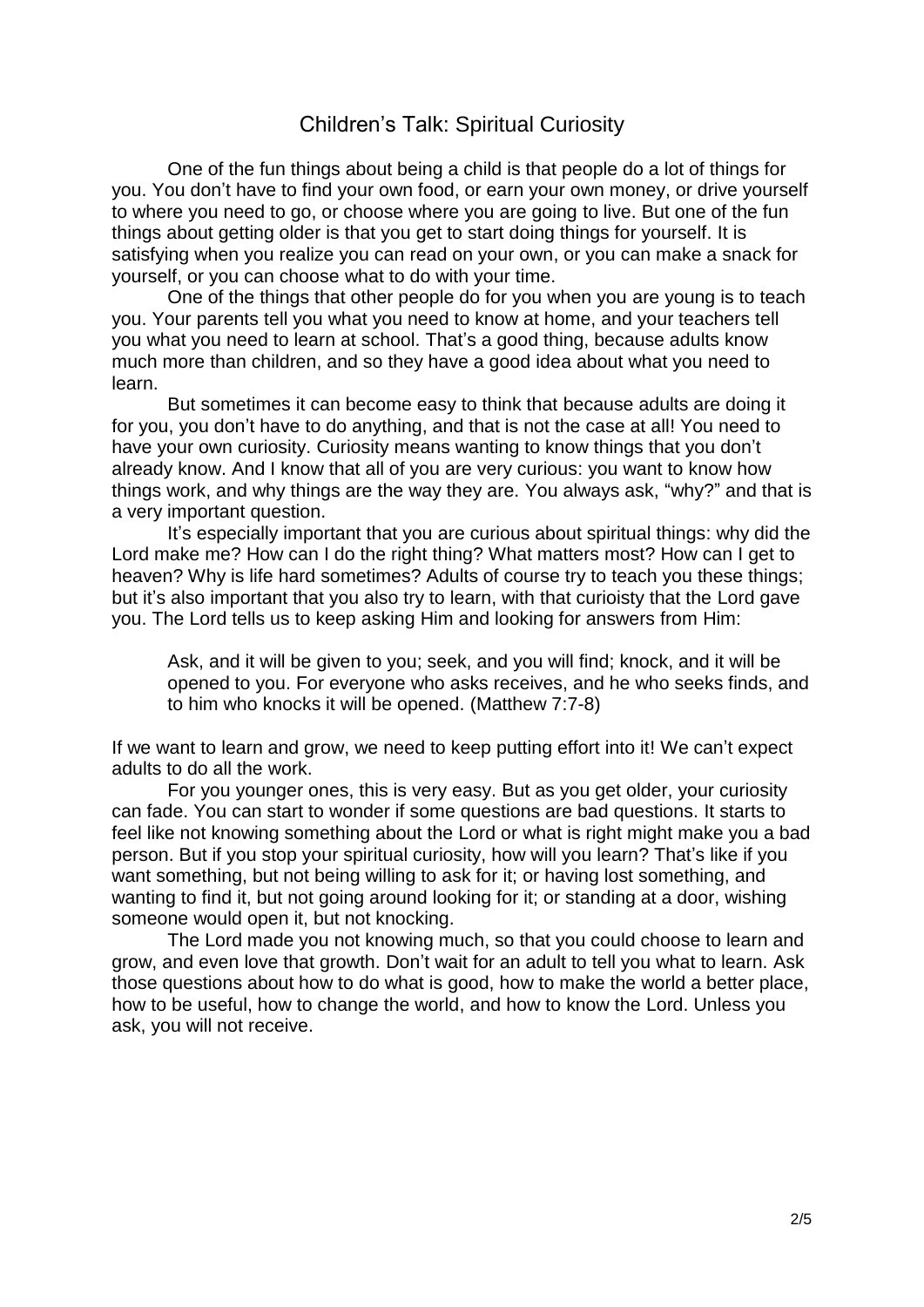# Children's Talk: Spiritual Curiosity

One of the fun things about being a child is that people do a lot of things for you. You don't have to find your own food, or earn your own money, or drive yourself to where you need to go, or choose where you are going to live. But one of the fun things about getting older is that you get to start doing things for yourself. It is satisfying when you realize you can read on your own, or you can make a snack for yourself, or you can choose what to do with your time.

One of the things that other people do for you when you are young is to teach you. Your parents tell you what you need to know at home, and your teachers tell you what you need to learn at school. That's a good thing, because adults know much more than children, and so they have a good idea about what you need to learn.

But sometimes it can become easy to think that because adults are doing it for you, you don't have to do anything, and that is not the case at all! You need to have your own curiosity. Curiosity means wanting to know things that you don't already know. And I know that all of you are very curious: you want to know how things work, and why things are the way they are. You always ask, "why?" and that is a very important question.

It's especially important that you are curious about spiritual things: why did the Lord make me? How can I do the right thing? What matters most? How can I get to heaven? Why is life hard sometimes? Adults of course try to teach you these things; but it's also important that you also try to learn, with that curioisty that the Lord gave you. The Lord tells us to keep asking Him and looking for answers from Him:

> Ask, and it will be given to you; seek, and you will find; knock, and it will be opened to you. For everyone who asks receives, and he who seeks finds, and to him who knocks it will be opened. (Matthew 7:7-8)

If we want to learn and grow, we need to keep putting effort into it! We can't expect adults to do all the work.

For you younger ones, this is very easy. But as you get older, your curiosity can fade. You can start to wonder if some questions are bad questions. It starts to feel like not knowing something about the Lord or what is right might make you a bad person. But if you stop your spiritual curiosity, how will you learn? That's like if you want something, but not being willing to ask for it; or having lost something, and wanting to find it, but not going around looking for it; or standing at a door, wishing someone would open it, but not knocking.

The Lord made you not knowing much, so that you could choose to learn and grow, and even love that growth. Don't wait for an adult to tell you what to learn. Ask those questions about how to do what is good, how to make the world a better place, how to be useful, how to change the world, and how to know the Lord. Unless you ask, you will not receive.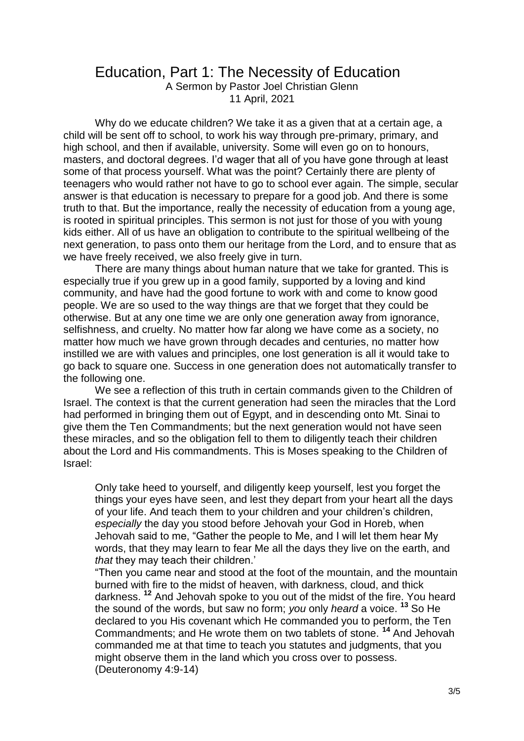# Education, Part 1: The Necessity of Education

A Sermon by Pastor Joel Christian Glenn
11 April, 2021

Why do we educate children? We take it as a given that at a certain age, a child will be sent off to school, to work his way through pre-primary, primary, and high school, and then if available, university. Some will even go on to honours, masters, and doctoral degrees. I'd wager that all of you have gone through at least some of that process yourself. What was the point? Certainly there are plenty of teenagers who would rather not have to go to school ever again. The simple, secular answer is that education is necessary to prepare for a good job. And there is some truth to that. But the importance, really the necessity of education from a young age, is rooted in spiritual principles. This sermon is not just for those of you with young kids either. All of us have an obligation to contribute to the spiritual wellbeing of the next generation, to pass onto them our heritage from the Lord, and to ensure that as we have freely received, we also freely give in turn.

There are many things about human nature that we take for granted. This is especially true if you grew up in a good family, supported by a loving and kind community, and have had the good fortune to work with and come to know good people. We are so used to the way things are that we forget that they could be otherwise. But at any one time we are only one generation away from ignorance, selfishness, and cruelty. No matter how far along we have come as a society, no matter how much we have grown through decades and centuries, no matter how instilled we are with values and principles, one lost generation is all it would take to go back to square one. Success in one generation does not automatically transfer to the following one.

We see a reflection of this truth in certain commands given to the Children of Israel. The context is that the current generation had seen the miracles that the Lord had performed in bringing them out of Egypt, and in descending onto Mt. Sinai to give them the Ten Commandments; but the next generation would not have seen these miracles, and so the obligation fell to them to diligently teach their children about the Lord and His commandments. This is Moses speaking to the Children of Israel:

> Only take heed to yourself, and diligently keep yourself, lest you forget the things your eyes have seen, and lest they depart from your heart all the days of your life. And teach them to your children and your children's children, *especially* the day you stood before Jehovah your God in Horeb, when Jehovah said to me, "Gather the people to Me, and I will let them hear My words, that they may learn to fear Me all the days they live on the earth, and *that* they may teach their children.'
>
> "Then you came near and stood at the foot of the mountain, and the mountain burned with fire to the midst of heaven, with darkness, cloud, and thick darkness. **12** And Jehovah spoke to you out of the midst of the fire. You heard the sound of the words, but saw no form; *you* only *heard* a voice. **13** So He declared to you His covenant which He commanded you to perform, the Ten Commandments; and He wrote them on two tablets of stone. **14** And Jehovah commanded me at that time to teach you statutes and judgments, that you might observe them in the land which you cross over to possess. (Deuteronomy 4:9-14)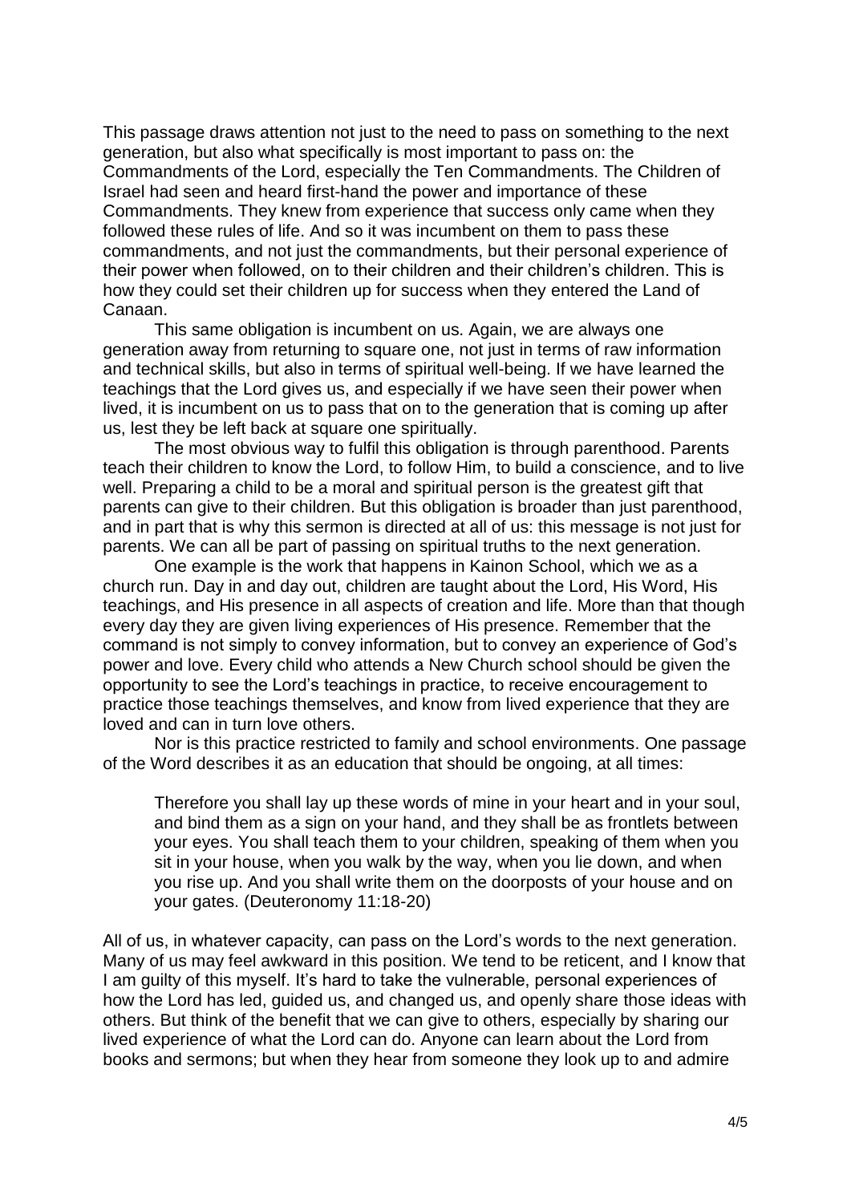This passage draws attention not just to the need to pass on something to the next generation, but also what specifically is most important to pass on: the Commandments of the Lord, especially the Ten Commandments. The Children of Israel had seen and heard first-hand the power and importance of these Commandments. They knew from experience that success only came when they followed these rules of life. And so it was incumbent on them to pass these commandments, and not just the commandments, but their personal experience of their power when followed, on to their children and their children's children. This is how they could set their children up for success when they entered the Land of Canaan.

This same obligation is incumbent on us. Again, we are always one generation away from returning to square one, not just in terms of raw information and technical skills, but also in terms of spiritual well-being. If we have learned the teachings that the Lord gives us, and especially if we have seen their power when lived, it is incumbent on us to pass that on to the generation that is coming up after us, lest they be left back at square one spiritually.

The most obvious way to fulfil this obligation is through parenthood. Parents teach their children to know the Lord, to follow Him, to build a conscience, and to live well. Preparing a child to be a moral and spiritual person is the greatest gift that parents can give to their children. But this obligation is broader than just parenthood, and in part that is why this sermon is directed at all of us: this message is not just for parents. We can all be part of passing on spiritual truths to the next generation.

One example is the work that happens in Kainon School, which we as a church run. Day in and day out, children are taught about the Lord, His Word, His teachings, and His presence in all aspects of creation and life. More than that though every day they are given living experiences of His presence. Remember that the command is not simply to convey information, but to convey an experience of God's power and love. Every child who attends a New Church school should be given the opportunity to see the Lord's teachings in practice, to receive encouragement to practice those teachings themselves, and know from lived experience that they are loved and can in turn love others.

Nor is this practice restricted to family and school environments. One passage of the Word describes it as an education that should be ongoing, at all times:

> Therefore you shall lay up these words of mine in your heart and in your soul, and bind them as a sign on your hand, and they shall be as frontlets between your eyes. You shall teach them to your children, speaking of them when you sit in your house, when you walk by the way, when you lie down, and when you rise up. And you shall write them on the doorposts of your house and on your gates. (Deuteronomy 11:18-20)

All of us, in whatever capacity, can pass on the Lord's words to the next generation. Many of us may feel awkward in this position. We tend to be reticent, and I know that I am guilty of this myself. It's hard to take the vulnerable, personal experiences of how the Lord has led, guided us, and changed us, and openly share those ideas with others. But think of the benefit that we can give to others, especially by sharing our lived experience of what the Lord can do. Anyone can learn about the Lord from books and sermons; but when they hear from someone they look up to and admire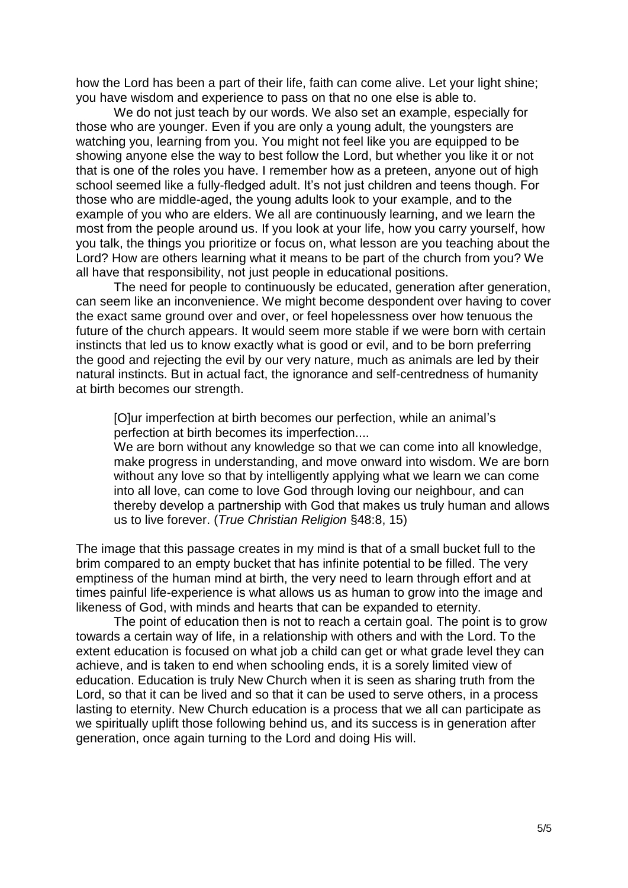how the Lord has been a part of their life, faith can come alive. Let your light shine; you have wisdom and experience to pass on that no one else is able to.

We do not just teach by our words. We also set an example, especially for those who are younger. Even if you are only a young adult, the youngsters are watching you, learning from you. You might not feel like you are equipped to be showing anyone else the way to best follow the Lord, but whether you like it or not that is one of the roles you have. I remember how as a preteen, anyone out of high school seemed like a fully-fledged adult. It's not just children and teens though. For those who are middle-aged, the young adults look to your example, and to the example of you who are elders. We all are continuously learning, and we learn the most from the people around us. If you look at your life, how you carry yourself, how you talk, the things you prioritize or focus on, what lesson are you teaching about the Lord? How are others learning what it means to be part of the church from you? We all have that responsibility, not just people in educational positions.

The need for people to continuously be educated, generation after generation, can seem like an inconvenience. We might become despondent over having to cover the exact same ground over and over, or feel hopelessness over how tenuous the future of the church appears. It would seem more stable if we were born with certain instincts that led us to know exactly what is good or evil, and to be born preferring the good and rejecting the evil by our very nature, much as animals are led by their natural instincts. But in actual fact, the ignorance and self-centredness of humanity at birth becomes our strength.

> [O]ur imperfection at birth becomes our perfection, while an animal's perfection at birth becomes its imperfection....
> We are born without any knowledge so that we can come into all knowledge, make progress in understanding, and move onward into wisdom. We are born without any love so that by intelligently applying what we learn we can come into all love, can come to love God through loving our neighbour, and can thereby develop a partnership with God that makes us truly human and allows us to live forever. (*True Christian Religion* §48:8, 15)

The image that this passage creates in my mind is that of a small bucket full to the brim compared to an empty bucket that has infinite potential to be filled. The very emptiness of the human mind at birth, the very need to learn through effort and at times painful life-experience is what allows us as human to grow into the image and likeness of God, with minds and hearts that can be expanded to eternity.

The point of education then is not to reach a certain goal. The point is to grow towards a certain way of life, in a relationship with others and with the Lord. To the extent education is focused on what job a child can get or what grade level they can achieve, and is taken to end when schooling ends, it is a sorely limited view of education. Education is truly New Church when it is seen as sharing truth from the Lord, so that it can be lived and so that it can be used to serve others, in a process lasting to eternity. New Church education is a process that we all can participate as we spiritually uplift those following behind us, and its success is in generation after generation, once again turning to the Lord and doing His will.